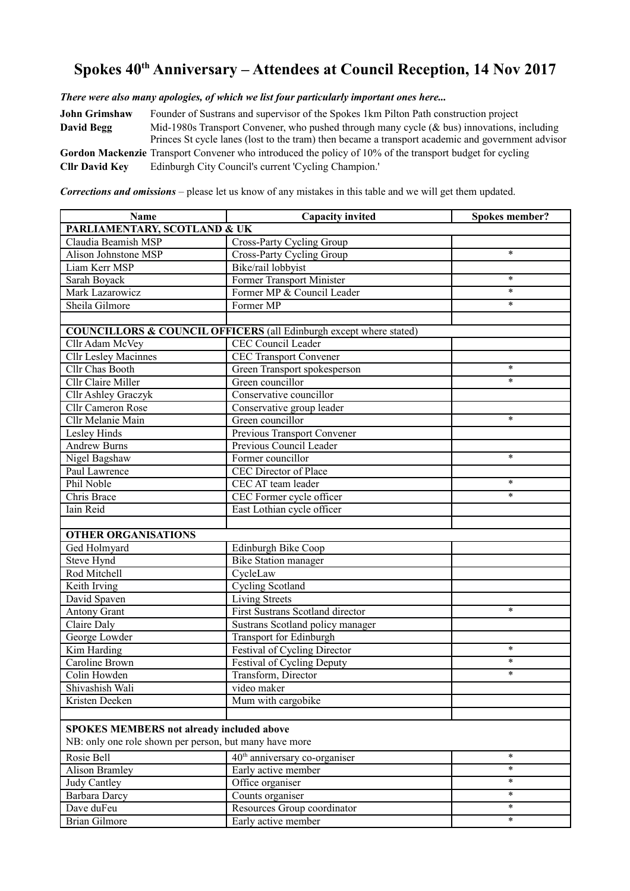# Spokes 40th Anniversary – Attendees at Council Reception, 14 Nov 2017

***There were also many apologies, of which we list four particularly important ones here...***

**John Grimshaw** Founder of Sustrans and supervisor of the Spokes 1km Pilton Path construction project

**David Begg** Mid-1980s Transport Convener, who pushed through many cycle (& bus) innovations, including Princes St cycle lanes (lost to the tram) then became a transport academic and government advisor

**Gordon Mackenzie** Transport Convener who introduced the policy of 10% of the transport budget for cycling

**Cllr David Key** Edinburgh City Council's current 'Cycling Champion.'

***Corrections and omissions*** – please let us know of any mistakes in this table and we will get them updated.

| Name | Capacity invited | Spokes member? |
|---|---|---|
| **PARLIAMENTARY, SCOTLAND & UK** | | |
| Claudia Beamish MSP | Cross-Party Cycling Group | |
| Alison Johnstone MSP | Cross-Party Cycling Group | * |
| Liam Kerr MSP | Bike/rail lobbyist | |
| Sarah Boyack | Former Transport Minister | * |
| Mark Lazarowicz | Former MP & Council Leader | * |
| Sheila Gilmore | Former MP | * |
| | | |
| **COUNCILLORS & COUNCIL OFFICERS** (all Edinburgh except where stated) | | |
| Cllr Adam McVey | CEC Council Leader | |
| Cllr Lesley Macinnes | CEC Transport Convener | |
| Cllr Chas Booth | Green Transport spokesperson | * |
| Cllr Claire Miller | Green councillor | * |
| Cllr Ashley Graczyk | Conservative councillor | |
| Cllr Cameron Rose | Conservative group leader | |
| Cllr Melanie Main | Green councillor | * |
| Lesley Hinds | Previous Transport Convener | |
| Andrew Burns | Previous Council Leader | |
| Nigel Bagshaw | Former councillor | * |
| Paul Lawrence | CEC Director of Place | |
| Phil Noble | CEC AT team leader | * |
| Chris Brace | CEC Former cycle officer | * |
| Iain Reid | East Lothian cycle officer | |
| | | |
| **OTHER ORGANISATIONS** | | |
| Ged Holmyard | Edinburgh Bike Coop | |
| Steve Hynd | Bike Station manager | |
| Rod Mitchell | CycleLaw | |
| Keith Irving | Cycling Scotland | |
| David Spaven | Living Streets | |
| Antony Grant | First Sustrans Scotland director | * |
| Claire Daly | Sustrans Scotland policy manager | |
| George Lowder | Transport for Edinburgh | |
| Kim Harding | Festival of Cycling Director | * |
| Caroline Brown | Festival of Cycling Deputy | * |
| Colin Howden | Transform, Director | * |
| Shivashish Wali | video maker | |
| Kristen Deeken | Mum with cargobike | |
| | | |
| **SPOKES MEMBERS not already included above** NB: only one role shown per person, but many have more | | |
| Rosie Bell | 40th anniversary co-organiser | * |
| Alison Bramley | Early active member | * |
| Judy Cantley | Office organiser | * |
| Barbara Darcy | Counts organiser | * |
| Dave duFeu | Resources Group coordinator | * |
| Brian Gilmore | Early active member | * |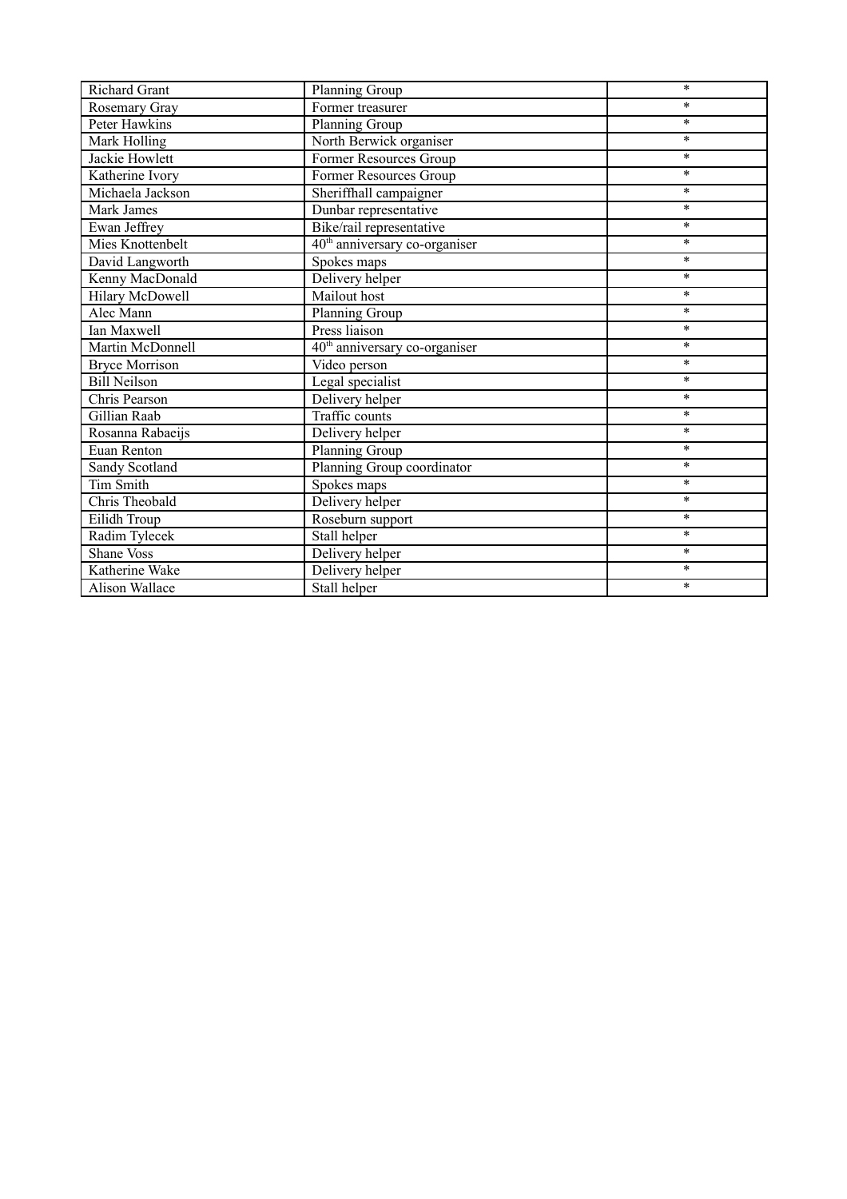| | | |
|---|---|---|
| Richard Grant | Planning Group | * |
| Rosemary Gray | Former treasurer | * |
| Peter Hawkins | Planning Group | * |
| Mark Holling | North Berwick organiser | * |
| Jackie Howlett | Former Resources Group | * |
| Katherine Ivory | Former Resources Group | * |
| Michaela Jackson | Sheriffhall campaigner | * |
| Mark James | Dunbar representative | * |
| Ewan Jeffrey | Bike/rail representative | * |
| Mies Knottenbelt | 40th anniversary co-organiser | * |
| David Langworth | Spokes maps | * |
| Kenny MacDonald | Delivery helper | * |
| Hilary McDowell | Mailout host | * |
| Alec Mann | Planning Group | * |
| Ian Maxwell | Press liaison | * |
| Martin McDonnell | 40th anniversary co-organiser | * |
| Bryce Morrison | Video person | * |
| Bill Neilson | Legal specialist | * |
| Chris Pearson | Delivery helper | * |
| Gillian Raab | Traffic counts | * |
| Rosanna Rabaeijs | Delivery helper | * |
| Euan Renton | Planning Group | * |
| Sandy Scotland | Planning Group coordinator | * |
| Tim Smith | Spokes maps | * |
| Chris Theobald | Delivery helper | * |
| Eilidh Troup | Roseburn support | * |
| Radim Tylecek | Stall helper | * |
| Shane Voss | Delivery helper | * |
| Katherine Wake | Delivery helper | * |
| Alison Wallace | Stall helper | * |